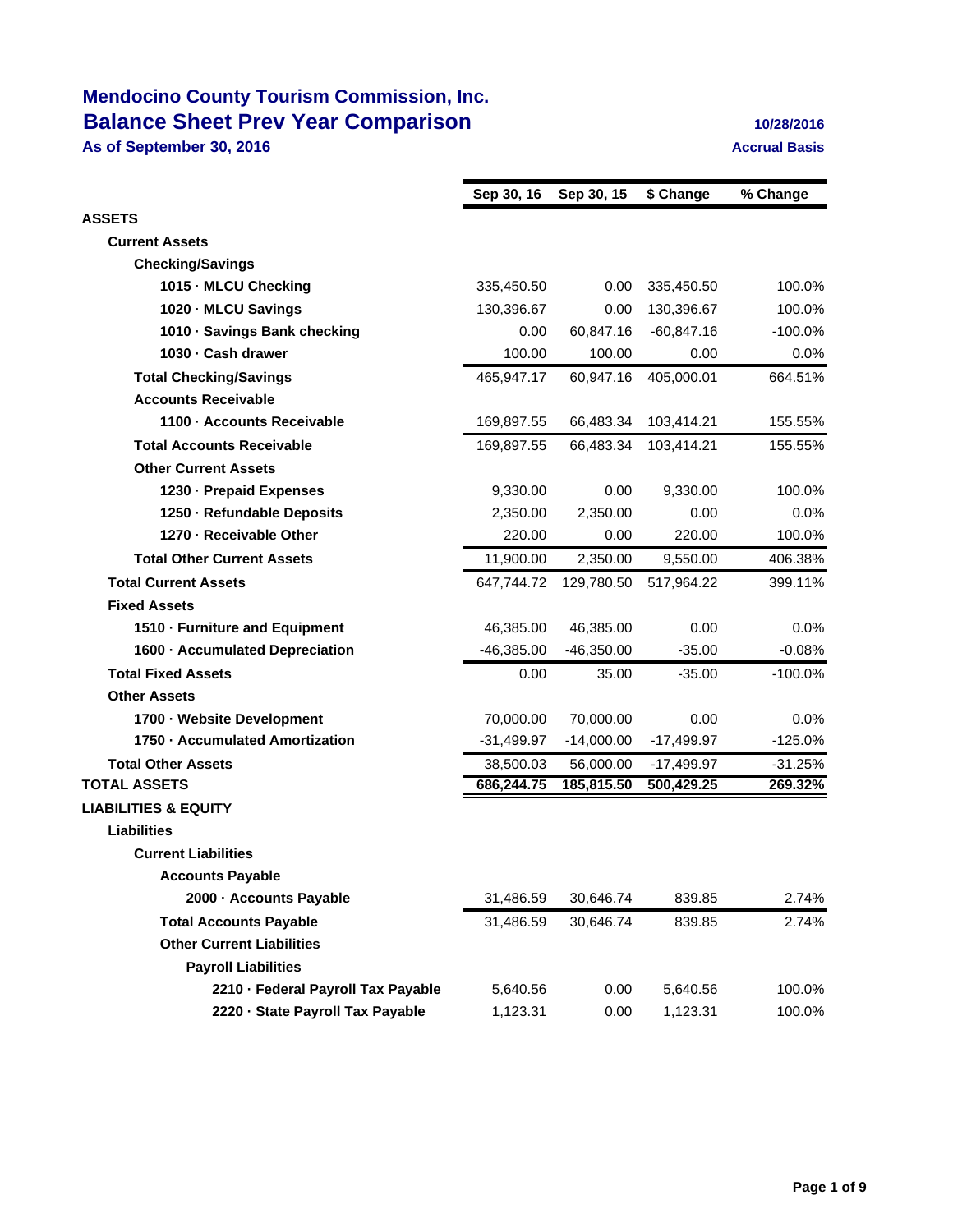# Mendocino County Tourism Commission, Inc.
## Balance Sheet Prev Year Comparison

**As of September 30, 2016**

10/28/2016
Accrual Basis

| | Sep 30, 16 | Sep 30, 15 | $ Change | % Change |
|---|---|---|---|---|
| **ASSETS** | | | | |
| **Current Assets** | | | | |
| **Checking/Savings** | | | | |
| **1015 · MLCU Checking** | 335,450.50 | 0.00 | 335,450.50 | 100.0% |
| **1020 · MLCU Savings** | 130,396.67 | 0.00 | 130,396.67 | 100.0% |
| **1010 · Savings Bank checking** | 0.00 | 60,847.16 | -60,847.16 | -100.0% |
| **1030 · Cash drawer** | 100.00 | 100.00 | 0.00 | 0.0% |
| **Total Checking/Savings** | 465,947.17 | 60,947.16 | 405,000.01 | 664.51% |
| **Accounts Receivable** | | | | |
| **1100 · Accounts Receivable** | 169,897.55 | 66,483.34 | 103,414.21 | 155.55% |
| **Total Accounts Receivable** | 169,897.55 | 66,483.34 | 103,414.21 | 155.55% |
| **Other Current Assets** | | | | |
| **1230 · Prepaid Expenses** | 9,330.00 | 0.00 | 9,330.00 | 100.0% |
| **1250 · Refundable Deposits** | 2,350.00 | 2,350.00 | 0.00 | 0.0% |
| **1270 · Receivable Other** | 220.00 | 0.00 | 220.00 | 100.0% |
| **Total Other Current Assets** | 11,900.00 | 2,350.00 | 9,550.00 | 406.38% |
| **Total Current Assets** | 647,744.72 | 129,780.50 | 517,964.22 | 399.11% |
| **Fixed Assets** | | | | |
| **1510 · Furniture and Equipment** | 46,385.00 | 46,385.00 | 0.00 | 0.0% |
| **1600 · Accumulated Depreciation** | -46,385.00 | -46,350.00 | -35.00 | -0.08% |
| **Total Fixed Assets** | 0.00 | 35.00 | -35.00 | -100.0% |
| **Other Assets** | | | | |
| **1700 · Website Development** | 70,000.00 | 70,000.00 | 0.00 | 0.0% |
| **1750 · Accumulated Amortization** | -31,499.97 | -14,000.00 | -17,499.97 | -125.0% |
| **Total Other Assets** | 38,500.03 | 56,000.00 | -17,499.97 | -31.25% |
| **TOTAL ASSETS** | **686,244.75** | **185,815.50** | **500,429.25** | **269.32%** |
| **LIABILITIES & EQUITY** | | | | |
| **Liabilities** | | | | |
| **Current Liabilities** | | | | |
| **Accounts Payable** | | | | |
| **2000 · Accounts Payable** | 31,486.59 | 30,646.74 | 839.85 | 2.74% |
| **Total Accounts Payable** | 31,486.59 | 30,646.74 | 839.85 | 2.74% |
| **Other Current Liabilities** | | | | |
| **Payroll Liabilities** | | | | |
| **2210 · Federal Payroll Tax Payable** | 5,640.56 | 0.00 | 5,640.56 | 100.0% |
| **2220 · State Payroll Tax Payable** | 1,123.31 | 0.00 | 1,123.31 | 100.0% |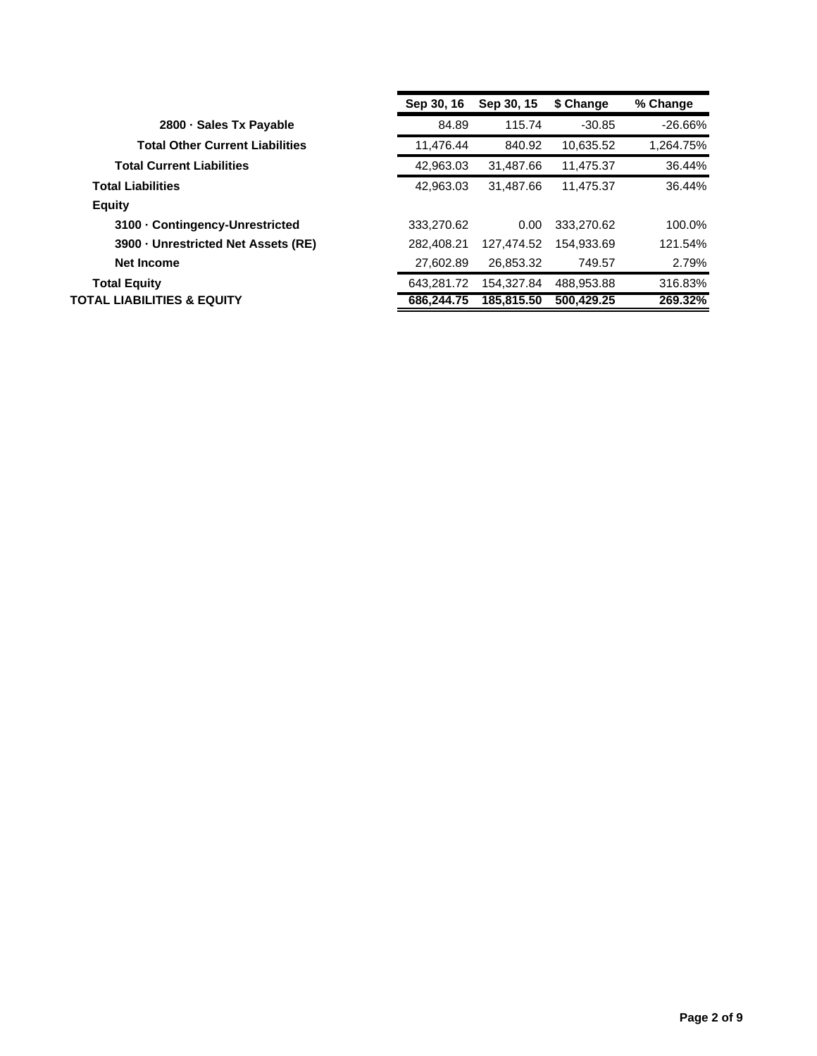| | Sep 30, 16 | Sep 30, 15 | $ Change | % Change |
|---|---|---|---|---|
| **2800 · Sales Tx Payable** | 84.89 | 115.74 | -30.85 | -26.66% |
| **Total Other Current Liabilities** | 11,476.44 | 840.92 | 10,635.52 | 1,264.75% |
| **Total Current Liabilities** | 42,963.03 | 31,487.66 | 11,475.37 | 36.44% |
| **Total Liabilities** | 42,963.03 | 31,487.66 | 11,475.37 | 36.44% |
| **Equity** | | | | |
| **3100 · Contingency-Unrestricted** | 333,270.62 | 0.00 | 333,270.62 | 100.0% |
| **3900 · Unrestricted Net Assets (RE)** | 282,408.21 | 127,474.52 | 154,933.69 | 121.54% |
| **Net Income** | 27,602.89 | 26,853.32 | 749.57 | 2.79% |
| **Total Equity** | 643,281.72 | 154,327.84 | 488,953.88 | 316.83% |
| **TOTAL LIABILITIES & EQUITY** | **686,244.75** | **185,815.50** | **500,429.25** | **269.32%** |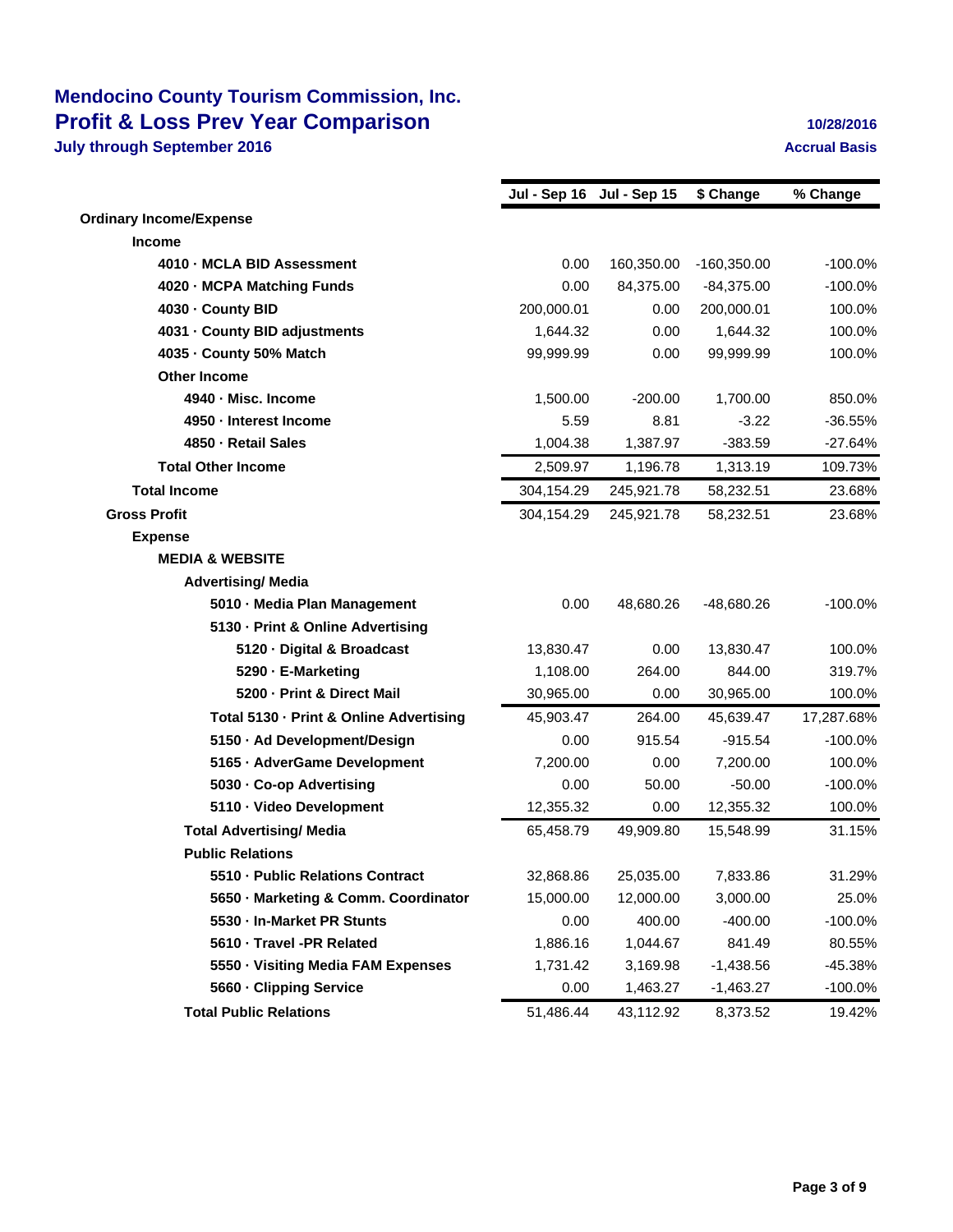# Mendocino County Tourism Commission, Inc.
## Profit & Loss Prev Year Comparison
### July through September 2016

10/28/2016
Accrual Basis

| | Jul - Sep 16 | Jul - Sep 15 | $ Change | % Change |
|---|---|---|---|---|
| **Ordinary Income/Expense** | | | | |
| **Income** | | | | |
| **4010 · MCLA BID Assessment** | 0.00 | 160,350.00 | -160,350.00 | -100.0% |
| **4020 · MCPA Matching Funds** | 0.00 | 84,375.00 | -84,375.00 | -100.0% |
| **4030 · County BID** | 200,000.01 | 0.00 | 200,000.01 | 100.0% |
| **4031 · County BID adjustments** | 1,644.32 | 0.00 | 1,644.32 | 100.0% |
| **4035 · County 50% Match** | 99,999.99 | 0.00 | 99,999.99 | 100.0% |
| **Other Income** | | | | |
| **4940 · Misc. Income** | 1,500.00 | -200.00 | 1,700.00 | 850.0% |
| **4950 · Interest Income** | 5.59 | 8.81 | -3.22 | -36.55% |
| **4850 · Retail Sales** | 1,004.38 | 1,387.97 | -383.59 | -27.64% |
| **Total Other Income** | 2,509.97 | 1,196.78 | 1,313.19 | 109.73% |
| **Total Income** | 304,154.29 | 245,921.78 | 58,232.51 | 23.68% |
| **Gross Profit** | 304,154.29 | 245,921.78 | 58,232.51 | 23.68% |
| **Expense** | | | | |
| **MEDIA & WEBSITE** | | | | |
| **Advertising/ Media** | | | | |
| **5010 · Media Plan Management** | 0.00 | 48,680.26 | -48,680.26 | -100.0% |
| **5130 · Print & Online Advertising** | | | | |
| **5120 · Digital & Broadcast** | 13,830.47 | 0.00 | 13,830.47 | 100.0% |
| **5290 · E-Marketing** | 1,108.00 | 264.00 | 844.00 | 319.7% |
| **5200 · Print & Direct Mail** | 30,965.00 | 0.00 | 30,965.00 | 100.0% |
| **Total 5130 · Print & Online Advertising** | 45,903.47 | 264.00 | 45,639.47 | 17,287.68% |
| **5150 · Ad Development/Design** | 0.00 | 915.54 | -915.54 | -100.0% |
| **5165 · AdverGame Development** | 7,200.00 | 0.00 | 7,200.00 | 100.0% |
| **5030 · Co-op Advertising** | 0.00 | 50.00 | -50.00 | -100.0% |
| **5110 · Video Development** | 12,355.32 | 0.00 | 12,355.32 | 100.0% |
| **Total Advertising/ Media** | 65,458.79 | 49,909.80 | 15,548.99 | 31.15% |
| **Public Relations** | | | | |
| **5510 · Public Relations Contract** | 32,868.86 | 25,035.00 | 7,833.86 | 31.29% |
| **5650 · Marketing & Comm. Coordinator** | 15,000.00 | 12,000.00 | 3,000.00 | 25.0% |
| **5530 · In-Market PR Stunts** | 0.00 | 400.00 | -400.00 | -100.0% |
| **5610 · Travel -PR Related** | 1,886.16 | 1,044.67 | 841.49 | 80.55% |
| **5550 · Visiting Media FAM Expenses** | 1,731.42 | 3,169.98 | -1,438.56 | -45.38% |
| **5660 · Clipping Service** | 0.00 | 1,463.27 | -1,463.27 | -100.0% |
| **Total Public Relations** | 51,486.44 | 43,112.92 | 8,373.52 | 19.42% |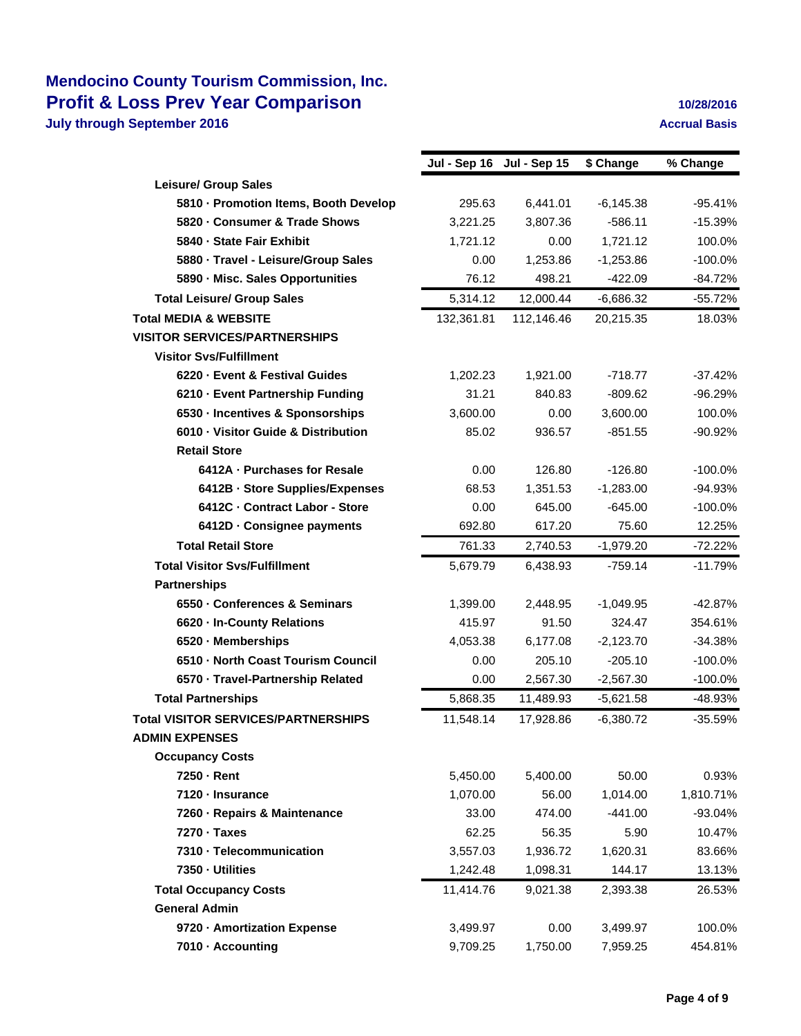# Mendocino County Tourism Commission, Inc.
## Profit & Loss Prev Year Comparison
**July through September 2016**

**10/28/2016**
**Accrual Basis**

| | Jul - Sep 16 | Jul - Sep 15 | $ Change | % Change |
|---|---|---|---|---|
| **Leisure/ Group Sales** | | | | |
| **5810 · Promotion Items, Booth Develop** | 295.63 | 6,441.01 | -6,145.38 | -95.41% |
| **5820 · Consumer & Trade Shows** | 3,221.25 | 3,807.36 | -586.11 | -15.39% |
| **5840 · State Fair Exhibit** | 1,721.12 | 0.00 | 1,721.12 | 100.0% |
| **5880 · Travel - Leisure/Group Sales** | 0.00 | 1,253.86 | -1,253.86 | -100.0% |
| **5890 · Misc. Sales Opportunities** | 76.12 | 498.21 | -422.09 | -84.72% |
| **Total Leisure/ Group Sales** | 5,314.12 | 12,000.44 | -6,686.32 | -55.72% |
| **Total MEDIA & WEBSITE** | 132,361.81 | 112,146.46 | 20,215.35 | 18.03% |
| **VISITOR SERVICES/PARTNERSHIPS** | | | | |
| **Visitor Svs/Fulfillment** | | | | |
| **6220 · Event & Festival Guides** | 1,202.23 | 1,921.00 | -718.77 | -37.42% |
| **6210 · Event Partnership Funding** | 31.21 | 840.83 | -809.62 | -96.29% |
| **6530 · Incentives & Sponsorships** | 3,600.00 | 0.00 | 3,600.00 | 100.0% |
| **6010 · Visitor Guide & Distribution** | 85.02 | 936.57 | -851.55 | -90.92% |
| **Retail Store** | | | | |
| **6412A · Purchases for Resale** | 0.00 | 126.80 | -126.80 | -100.0% |
| **6412B · Store Supplies/Expenses** | 68.53 | 1,351.53 | -1,283.00 | -94.93% |
| **6412C · Contract Labor - Store** | 0.00 | 645.00 | -645.00 | -100.0% |
| **6412D · Consignee payments** | 692.80 | 617.20 | 75.60 | 12.25% |
| **Total Retail Store** | 761.33 | 2,740.53 | -1,979.20 | -72.22% |
| **Total Visitor Svs/Fulfillment** | 5,679.79 | 6,438.93 | -759.14 | -11.79% |
| **Partnerships** | | | | |
| **6550 · Conferences & Seminars** | 1,399.00 | 2,448.95 | -1,049.95 | -42.87% |
| **6620 · In-County Relations** | 415.97 | 91.50 | 324.47 | 354.61% |
| **6520 · Memberships** | 4,053.38 | 6,177.08 | -2,123.70 | -34.38% |
| **6510 · North Coast Tourism Council** | 0.00 | 205.10 | -205.10 | -100.0% |
| **6570 · Travel-Partnership Related** | 0.00 | 2,567.30 | -2,567.30 | -100.0% |
| **Total Partnerships** | 5,868.35 | 11,489.93 | -5,621.58 | -48.93% |
| **Total VISITOR SERVICES/PARTNERSHIPS** | 11,548.14 | 17,928.86 | -6,380.72 | -35.59% |
| **ADMIN EXPENSES** | | | | |
| **Occupancy Costs** | | | | |
| **7250 · Rent** | 5,450.00 | 5,400.00 | 50.00 | 0.93% |
| **7120 · Insurance** | 1,070.00 | 56.00 | 1,014.00 | 1,810.71% |
| **7260 · Repairs & Maintenance** | 33.00 | 474.00 | -441.00 | -93.04% |
| **7270 · Taxes** | 62.25 | 56.35 | 5.90 | 10.47% |
| **7310 · Telecommunication** | 3,557.03 | 1,936.72 | 1,620.31 | 83.66% |
| **7350 · Utilities** | 1,242.48 | 1,098.31 | 144.17 | 13.13% |
| **Total Occupancy Costs** | 11,414.76 | 9,021.38 | 2,393.38 | 26.53% |
| **General Admin** | | | | |
| **9720 · Amortization Expense** | 3,499.97 | 0.00 | 3,499.97 | 100.0% |
| **7010 · Accounting** | 9,709.25 | 1,750.00 | 7,959.25 | 454.81% |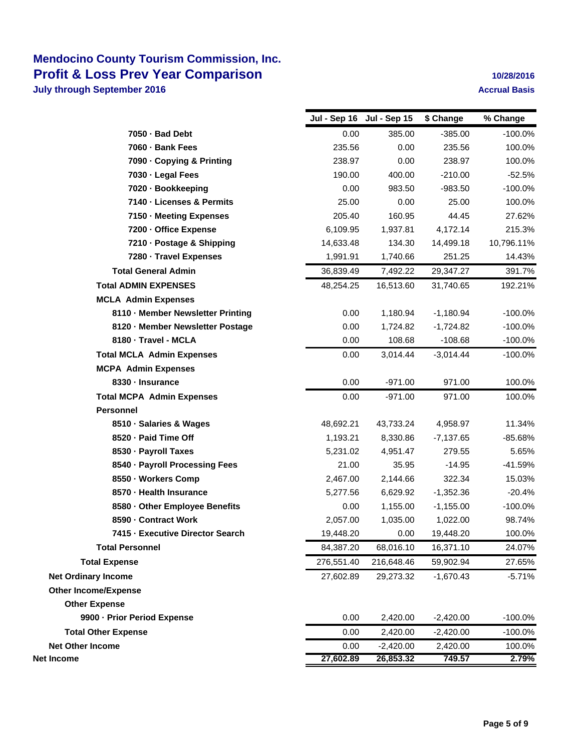# Mendocino County Tourism Commission, Inc.
## Profit & Loss Prev Year Comparison
### July through September 2016

10/28/2016
Accrual Basis

| | Jul - Sep 16 | Jul - Sep 15 | $ Change | % Change |
|---|---|---|---|---|
| 7050 · Bad Debt | 0.00 | 385.00 | -385.00 | -100.0% |
| 7060 · Bank Fees | 235.56 | 0.00 | 235.56 | 100.0% |
| 7090 · Copying & Printing | 238.97 | 0.00 | 238.97 | 100.0% |
| 7030 · Legal Fees | 190.00 | 400.00 | -210.00 | -52.5% |
| 7020 · Bookkeeping | 0.00 | 983.50 | -983.50 | -100.0% |
| 7140 · Licenses & Permits | 25.00 | 0.00 | 25.00 | 100.0% |
| 7150 · Meeting Expenses | 205.40 | 160.95 | 44.45 | 27.62% |
| 7200 · Office Expense | 6,109.95 | 1,937.81 | 4,172.14 | 215.3% |
| 7210 · Postage & Shipping | 14,633.48 | 134.30 | 14,499.18 | 10,796.11% |
| 7280 · Travel Expenses | 1,991.91 | 1,740.66 | 251.25 | 14.43% |
| **Total General Admin** | 36,839.49 | 7,492.22 | 29,347.27 | 391.7% |
| **Total ADMIN EXPENSES** | 48,254.25 | 16,513.60 | 31,740.65 | 192.21% |
| **MCLA Admin Expenses** | | | | |
| 8110 · Member Newsletter Printing | 0.00 | 1,180.94 | -1,180.94 | -100.0% |
| 8120 · Member Newsletter Postage | 0.00 | 1,724.82 | -1,724.82 | -100.0% |
| 8180 · Travel - MCLA | 0.00 | 108.68 | -108.68 | -100.0% |
| **Total MCLA Admin Expenses** | 0.00 | 3,014.44 | -3,014.44 | -100.0% |
| **MCPA Admin Expenses** | | | | |
| 8330 · Insurance | 0.00 | -971.00 | 971.00 | 100.0% |
| **Total MCPA Admin Expenses** | 0.00 | -971.00 | 971.00 | 100.0% |
| **Personnel** | | | | |
| 8510 · Salaries & Wages | 48,692.21 | 43,733.24 | 4,958.97 | 11.34% |
| 8520 · Paid Time Off | 1,193.21 | 8,330.86 | -7,137.65 | -85.68% |
| 8530 · Payroll Taxes | 5,231.02 | 4,951.47 | 279.55 | 5.65% |
| 8540 · Payroll Processing Fees | 21.00 | 35.95 | -14.95 | -41.59% |
| 8550 · Workers Comp | 2,467.00 | 2,144.66 | 322.34 | 15.03% |
| 8570 · Health Insurance | 5,277.56 | 6,629.92 | -1,352.36 | -20.4% |
| 8580 · Other Employee Benefits | 0.00 | 1,155.00 | -1,155.00 | -100.0% |
| 8590 · Contract Work | 2,057.00 | 1,035.00 | 1,022.00 | 98.74% |
| 7415 · Executive Director Search | 19,448.20 | 0.00 | 19,448.20 | 100.0% |
| **Total Personnel** | 84,387.20 | 68,016.10 | 16,371.10 | 24.07% |
| **Total Expense** | 276,551.40 | 216,648.46 | 59,902.94 | 27.65% |
| **Net Ordinary Income** | 27,602.89 | 29,273.32 | -1,670.43 | -5.71% |
| **Other Income/Expense** | | | | |
| **Other Expense** | | | | |
| 9900 · Prior Period Expense | 0.00 | 2,420.00 | -2,420.00 | -100.0% |
| **Total Other Expense** | 0.00 | 2,420.00 | -2,420.00 | -100.0% |
| **Net Other Income** | 0.00 | -2,420.00 | 2,420.00 | 100.0% |
| **Net Income** | **27,602.89** | **26,853.32** | **749.57** | **2.79%** |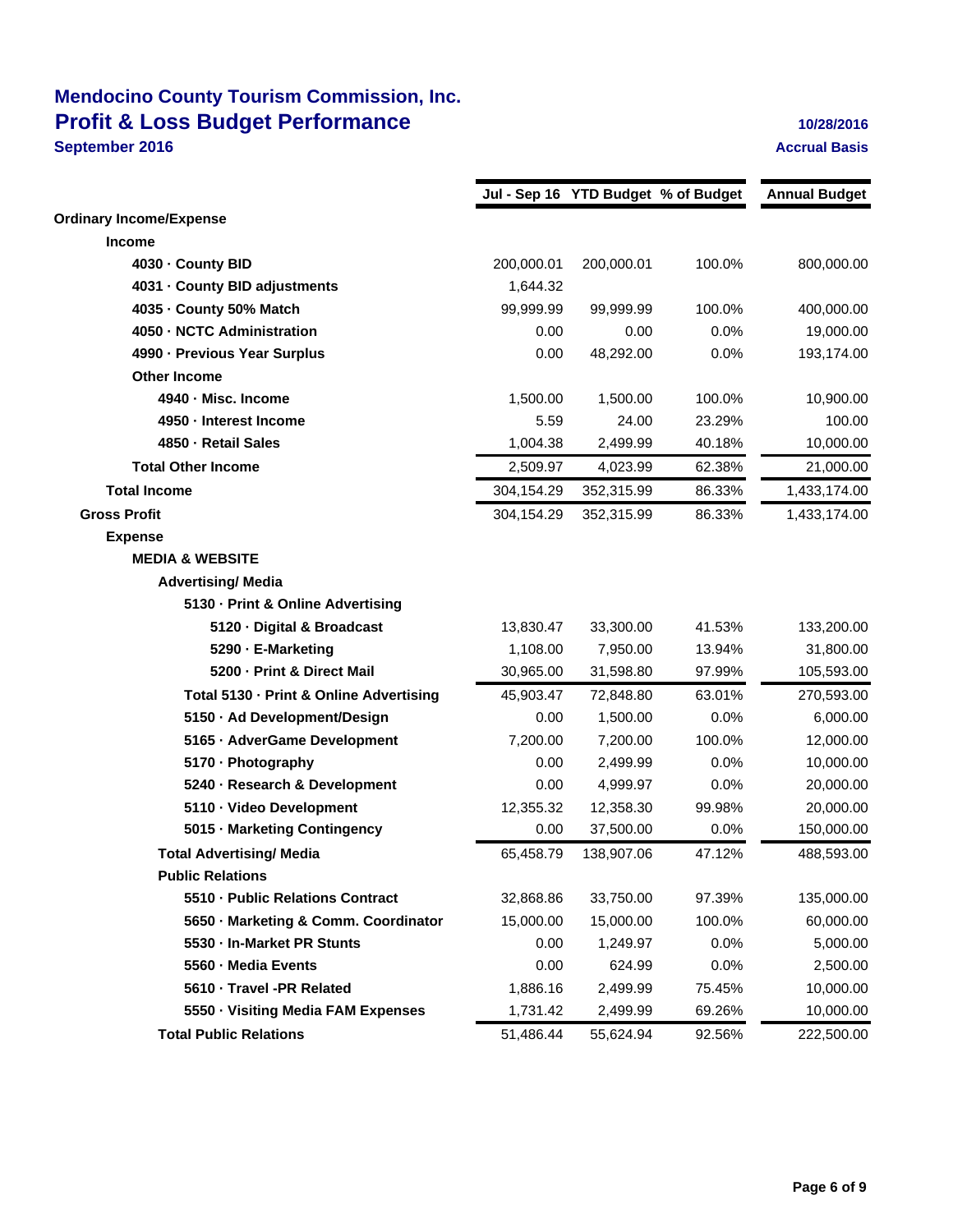# Mendocino County Tourism Commission, Inc.

## Profit & Loss Budget Performance

**September 2016**

**10/28/2016**

**Accrual Basis**

| | Jul - Sep 16 | YTD Budget | % of Budget | Annual Budget |
|---|---|---|---|---|
| **Ordinary Income/Expense** | | | | |
| **Income** | | | | |
| **4030 · County BID** | 200,000.01 | 200,000.01 | 100.0% | 800,000.00 |
| **4031 · County BID adjustments** | 1,644.32 | | | |
| **4035 · County 50% Match** | 99,999.99 | 99,999.99 | 100.0% | 400,000.00 |
| **4050 · NCTC Administration** | 0.00 | 0.00 | 0.0% | 19,000.00 |
| **4990 · Previous Year Surplus** | 0.00 | 48,292.00 | 0.0% | 193,174.00 |
| **Other Income** | | | | |
| **4940 · Misc. Income** | 1,500.00 | 1,500.00 | 100.0% | 10,900.00 |
| **4950 · Interest Income** | 5.59 | 24.00 | 23.29% | 100.00 |
| **4850 · Retail Sales** | 1,004.38 | 2,499.99 | 40.18% | 10,000.00 |
| **Total Other Income** | 2,509.97 | 4,023.99 | 62.38% | 21,000.00 |
| **Total Income** | 304,154.29 | 352,315.99 | 86.33% | 1,433,174.00 |
| **Gross Profit** | 304,154.29 | 352,315.99 | 86.33% | 1,433,174.00 |
| **Expense** | | | | |
| **MEDIA & WEBSITE** | | | | |
| **Advertising/ Media** | | | | |
| **5130 · Print & Online Advertising** | | | | |
| **5120 · Digital & Broadcast** | 13,830.47 | 33,300.00 | 41.53% | 133,200.00 |
| **5290 · E-Marketing** | 1,108.00 | 7,950.00 | 13.94% | 31,800.00 |
| **5200 · Print & Direct Mail** | 30,965.00 | 31,598.80 | 97.99% | 105,593.00 |
| **Total 5130 · Print & Online Advertising** | 45,903.47 | 72,848.80 | 63.01% | 270,593.00 |
| **5150 · Ad Development/Design** | 0.00 | 1,500.00 | 0.0% | 6,000.00 |
| **5165 · AdverGame Development** | 7,200.00 | 7,200.00 | 100.0% | 12,000.00 |
| **5170 · Photography** | 0.00 | 2,499.99 | 0.0% | 10,000.00 |
| **5240 · Research & Development** | 0.00 | 4,999.97 | 0.0% | 20,000.00 |
| **5110 · Video Development** | 12,355.32 | 12,358.30 | 99.98% | 20,000.00 |
| **5015 · Marketing Contingency** | 0.00 | 37,500.00 | 0.0% | 150,000.00 |
| **Total Advertising/ Media** | 65,458.79 | 138,907.06 | 47.12% | 488,593.00 |
| **Public Relations** | | | | |
| **5510 · Public Relations Contract** | 32,868.86 | 33,750.00 | 97.39% | 135,000.00 |
| **5650 · Marketing & Comm. Coordinator** | 15,000.00 | 15,000.00 | 100.0% | 60,000.00 |
| **5530 · In-Market PR Stunts** | 0.00 | 1,249.97 | 0.0% | 5,000.00 |
| **5560 · Media Events** | 0.00 | 624.99 | 0.0% | 2,500.00 |
| **5610 · Travel -PR Related** | 1,886.16 | 2,499.99 | 75.45% | 10,000.00 |
| **5550 · Visiting Media FAM Expenses** | 1,731.42 | 2,499.99 | 69.26% | 10,000.00 |
| **Total Public Relations** | 51,486.44 | 55,624.94 | 92.56% | 222,500.00 |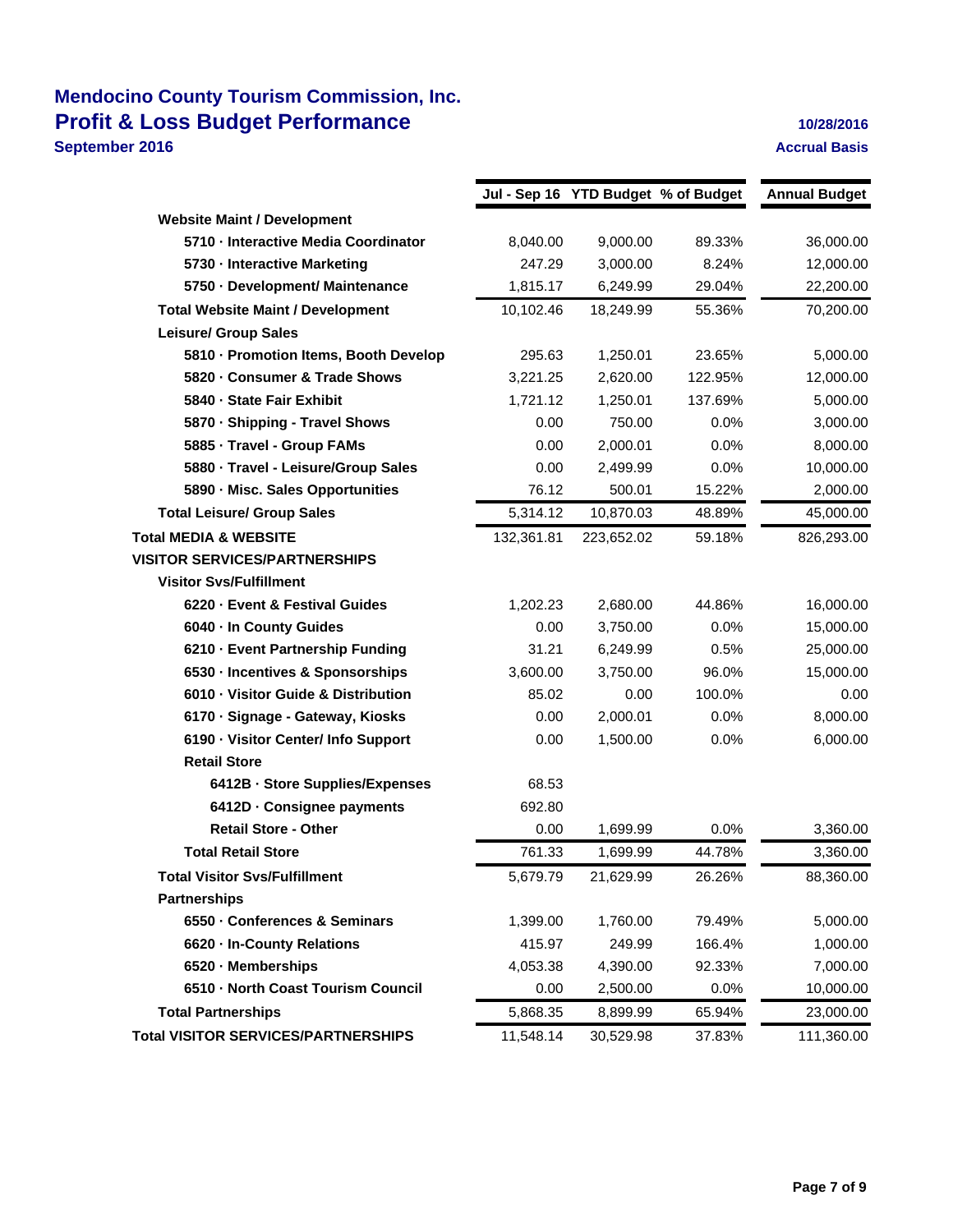# Mendocino County Tourism Commission, Inc.

## Profit & Loss Budget Performance

**September 2016**

**10/28/2016**

**Accrual Basis**

| | Jul - Sep 16 | YTD Budget | % of Budget | Annual Budget |
|---|---|---|---|---|
| **Website Maint / Development** | | | | |
| **5710 · Interactive Media Coordinator** | 8,040.00 | 9,000.00 | 89.33% | 36,000.00 |
| **5730 · Interactive Marketing** | 247.29 | 3,000.00 | 8.24% | 12,000.00 |
| **5750 · Development/ Maintenance** | 1,815.17 | 6,249.99 | 29.04% | 22,200.00 |
| **Total Website Maint / Development** | 10,102.46 | 18,249.99 | 55.36% | 70,200.00 |
| **Leisure/ Group Sales** | | | | |
| **5810 · Promotion Items, Booth Develop** | 295.63 | 1,250.01 | 23.65% | 5,000.00 |
| **5820 · Consumer & Trade Shows** | 3,221.25 | 2,620.00 | 122.95% | 12,000.00 |
| **5840 · State Fair Exhibit** | 1,721.12 | 1,250.01 | 137.69% | 5,000.00 |
| **5870 · Shipping - Travel Shows** | 0.00 | 750.00 | 0.0% | 3,000.00 |
| **5885 · Travel - Group FAMs** | 0.00 | 2,000.01 | 0.0% | 8,000.00 |
| **5880 · Travel - Leisure/Group Sales** | 0.00 | 2,499.99 | 0.0% | 10,000.00 |
| **5890 · Misc. Sales Opportunities** | 76.12 | 500.01 | 15.22% | 2,000.00 |
| **Total Leisure/ Group Sales** | 5,314.12 | 10,870.03 | 48.89% | 45,000.00 |
| **Total MEDIA & WEBSITE** | 132,361.81 | 223,652.02 | 59.18% | 826,293.00 |
| **VISITOR SERVICES/PARTNERSHIPS** | | | | |
| **Visitor Svs/Fulfillment** | | | | |
| **6220 · Event & Festival Guides** | 1,202.23 | 2,680.00 | 44.86% | 16,000.00 |
| **6040 · In County Guides** | 0.00 | 3,750.00 | 0.0% | 15,000.00 |
| **6210 · Event Partnership Funding** | 31.21 | 6,249.99 | 0.5% | 25,000.00 |
| **6530 · Incentives & Sponsorships** | 3,600.00 | 3,750.00 | 96.0% | 15,000.00 |
| **6010 · Visitor Guide & Distribution** | 85.02 | 0.00 | 100.0% | 0.00 |
| **6170 · Signage - Gateway, Kiosks** | 0.00 | 2,000.01 | 0.0% | 8,000.00 |
| **6190 · Visitor Center/ Info Support** | 0.00 | 1,500.00 | 0.0% | 6,000.00 |
| **Retail Store** | | | | |
| **6412B · Store Supplies/Expenses** | 68.53 | | | |
| **6412D · Consignee payments** | 692.80 | | | |
| **Retail Store - Other** | 0.00 | 1,699.99 | 0.0% | 3,360.00 |
| **Total Retail Store** | 761.33 | 1,699.99 | 44.78% | 3,360.00 |
| **Total Visitor Svs/Fulfillment** | 5,679.79 | 21,629.99 | 26.26% | 88,360.00 |
| **Partnerships** | | | | |
| **6550 · Conferences & Seminars** | 1,399.00 | 1,760.00 | 79.49% | 5,000.00 |
| **6620 · In-County Relations** | 415.97 | 249.99 | 166.4% | 1,000.00 |
| **6520 · Memberships** | 4,053.38 | 4,390.00 | 92.33% | 7,000.00 |
| **6510 · North Coast Tourism Council** | 0.00 | 2,500.00 | 0.0% | 10,000.00 |
| **Total Partnerships** | 5,868.35 | 8,899.99 | 65.94% | 23,000.00 |
| **Total VISITOR SERVICES/PARTNERSHIPS** | 11,548.14 | 30,529.98 | 37.83% | 111,360.00 |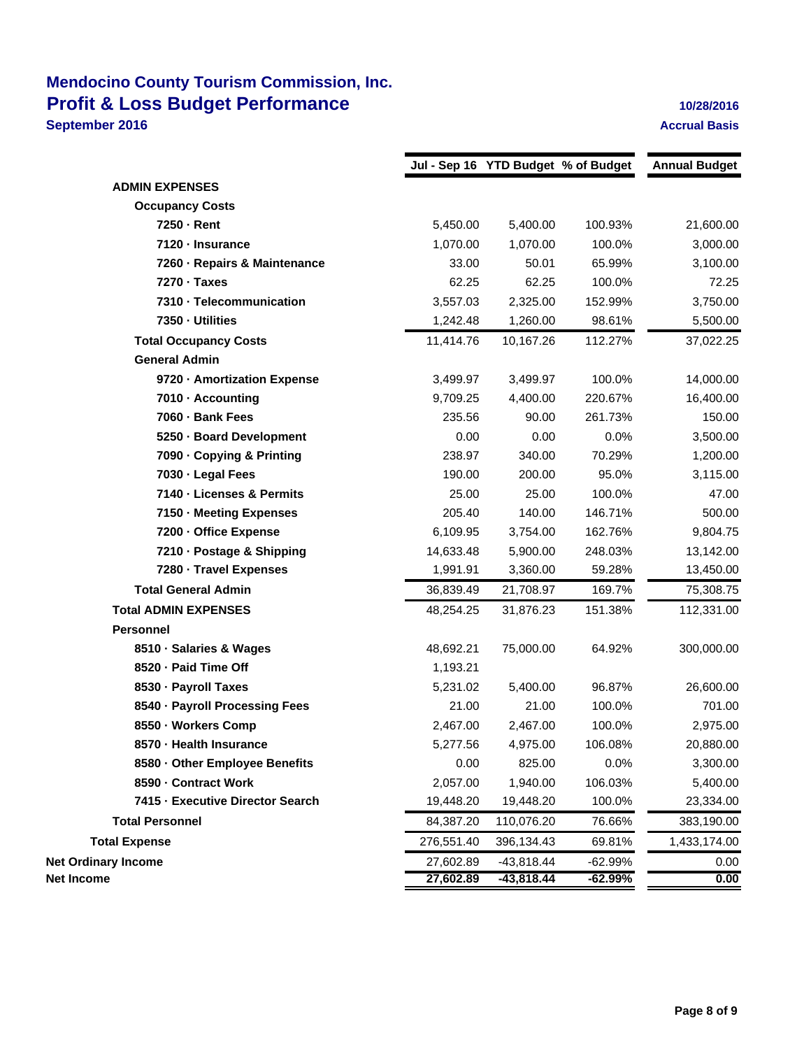# Mendocino County Tourism Commission, Inc.
## Profit & Loss Budget Performance
### September 2016

10/28/2016

Accrual Basis

| | Jul - Sep 16 | YTD Budget | % of Budget | Annual Budget |
|---|---|---|---|---|
| **ADMIN EXPENSES** | | | | |
| **Occupancy Costs** | | | | |
| **7250 · Rent** | 5,450.00 | 5,400.00 | 100.93% | 21,600.00 |
| **7120 · Insurance** | 1,070.00 | 1,070.00 | 100.0% | 3,000.00 |
| **7260 · Repairs & Maintenance** | 33.00 | 50.01 | 65.99% | 3,100.00 |
| **7270 · Taxes** | 62.25 | 62.25 | 100.0% | 72.25 |
| **7310 · Telecommunication** | 3,557.03 | 2,325.00 | 152.99% | 3,750.00 |
| **7350 · Utilities** | 1,242.48 | 1,260.00 | 98.61% | 5,500.00 |
| **Total Occupancy Costs** | 11,414.76 | 10,167.26 | 112.27% | 37,022.25 |
| **General Admin** | | | | |
| **9720 · Amortization Expense** | 3,499.97 | 3,499.97 | 100.0% | 14,000.00 |
| **7010 · Accounting** | 9,709.25 | 4,400.00 | 220.67% | 16,400.00 |
| **7060 · Bank Fees** | 235.56 | 90.00 | 261.73% | 150.00 |
| **5250 · Board Development** | 0.00 | 0.00 | 0.0% | 3,500.00 |
| **7090 · Copying & Printing** | 238.97 | 340.00 | 70.29% | 1,200.00 |
| **7030 · Legal Fees** | 190.00 | 200.00 | 95.0% | 3,115.00 |
| **7140 · Licenses & Permits** | 25.00 | 25.00 | 100.0% | 47.00 |
| **7150 · Meeting Expenses** | 205.40 | 140.00 | 146.71% | 500.00 |
| **7200 · Office Expense** | 6,109.95 | 3,754.00 | 162.76% | 9,804.75 |
| **7210 · Postage & Shipping** | 14,633.48 | 5,900.00 | 248.03% | 13,142.00 |
| **7280 · Travel Expenses** | 1,991.91 | 3,360.00 | 59.28% | 13,450.00 |
| **Total General Admin** | 36,839.49 | 21,708.97 | 169.7% | 75,308.75 |
| **Total ADMIN EXPENSES** | 48,254.25 | 31,876.23 | 151.38% | 112,331.00 |
| **Personnel** | | | | |
| **8510 · Salaries & Wages** | 48,692.21 | 75,000.00 | 64.92% | 300,000.00 |
| **8520 · Paid Time Off** | 1,193.21 | | | |
| **8530 · Payroll Taxes** | 5,231.02 | 5,400.00 | 96.87% | 26,600.00 |
| **8540 · Payroll Processing Fees** | 21.00 | 21.00 | 100.0% | 701.00 |
| **8550 · Workers Comp** | 2,467.00 | 2,467.00 | 100.0% | 2,975.00 |
| **8570 · Health Insurance** | 5,277.56 | 4,975.00 | 106.08% | 20,880.00 |
| **8580 · Other Employee Benefits** | 0.00 | 825.00 | 0.0% | 3,300.00 |
| **8590 · Contract Work** | 2,057.00 | 1,940.00 | 106.03% | 5,400.00 |
| **7415 · Executive Director Search** | 19,448.20 | 19,448.20 | 100.0% | 23,334.00 |
| **Total Personnel** | 84,387.20 | 110,076.20 | 76.66% | 383,190.00 |
| **Total Expense** | 276,551.40 | 396,134.43 | 69.81% | 1,433,174.00 |
| **Net Ordinary Income** | 27,602.89 | -43,818.44 | -62.99% | 0.00 |
| **Net Income** | **27,602.89** | **-43,818.44** | **-62.99%** | **0.00** |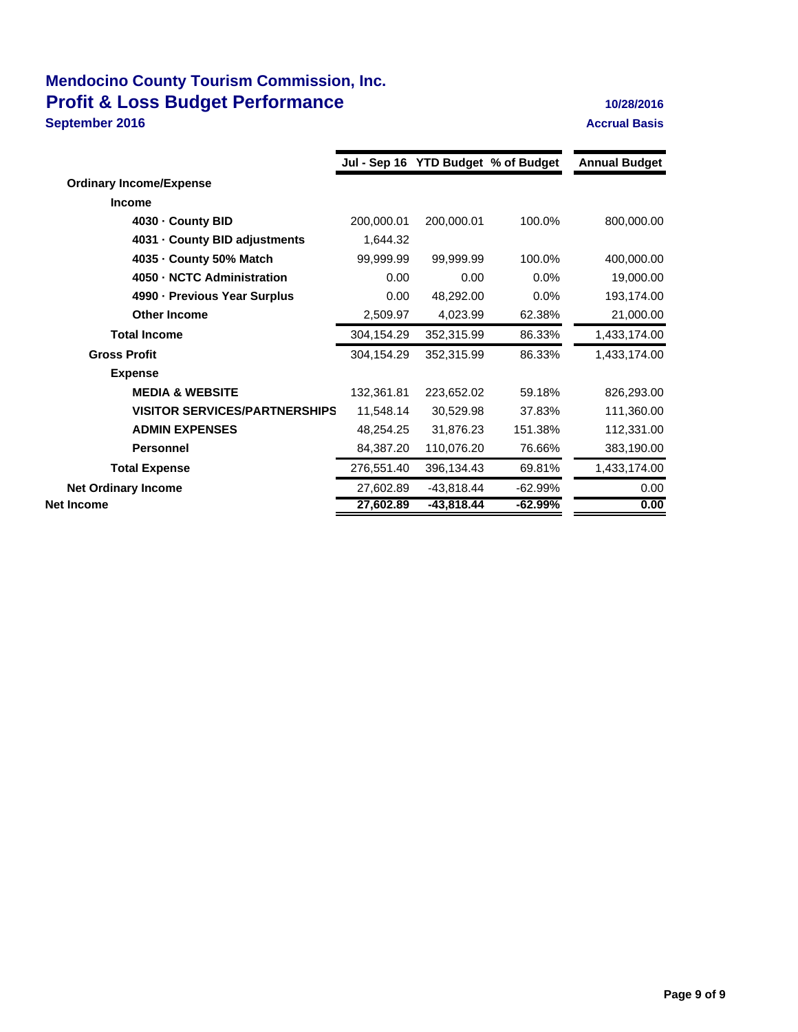# Mendocino County Tourism Commission, Inc.
## Profit & Loss Budget Performance
### September 2016

**10/28/2016**
**Accrual Basis**

| | Jul - Sep 16 | YTD Budget | % of Budget | Annual Budget |
|---|---|---|---|---|
| **Ordinary Income/Expense** | | | | |
| **Income** | | | | |
| **4030 · County BID** | 200,000.01 | 200,000.01 | 100.0% | 800,000.00 |
| **4031 · County BID adjustments** | 1,644.32 | | | |
| **4035 · County 50% Match** | 99,999.99 | 99,999.99 | 100.0% | 400,000.00 |
| **4050 · NCTC Administration** | 0.00 | 0.00 | 0.0% | 19,000.00 |
| **4990 · Previous Year Surplus** | 0.00 | 48,292.00 | 0.0% | 193,174.00 |
| **Other Income** | 2,509.97 | 4,023.99 | 62.38% | 21,000.00 |
| **Total Income** | 304,154.29 | 352,315.99 | 86.33% | 1,433,174.00 |
| **Gross Profit** | 304,154.29 | 352,315.99 | 86.33% | 1,433,174.00 |
| **Expense** | | | | |
| **MEDIA & WEBSITE** | 132,361.81 | 223,652.02 | 59.18% | 826,293.00 |
| **VISITOR SERVICES/PARTNERSHIPS** | 11,548.14 | 30,529.98 | 37.83% | 111,360.00 |
| **ADMIN EXPENSES** | 48,254.25 | 31,876.23 | 151.38% | 112,331.00 |
| **Personnel** | 84,387.20 | 110,076.20 | 76.66% | 383,190.00 |
| **Total Expense** | 276,551.40 | 396,134.43 | 69.81% | 1,433,174.00 |
| **Net Ordinary Income** | 27,602.89 | -43,818.44 | -62.99% | 0.00 |
| **Net Income** | **27,602.89** | **-43,818.44** | **-62.99%** | **0.00** |